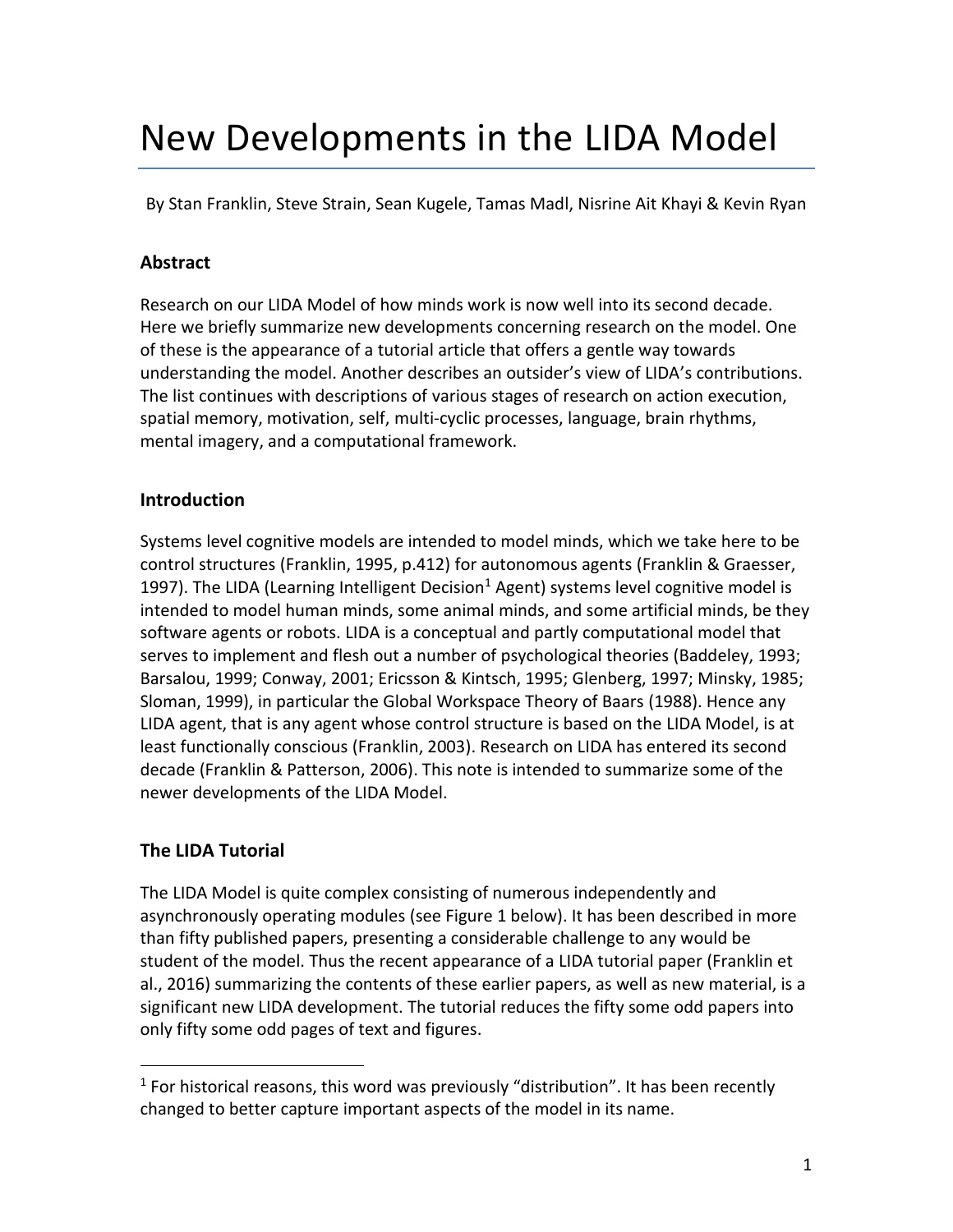# New Developments in the LIDA Model

By Stan Franklin, Steve Strain, Sean Kugele, Tamas Madl, Nisrine Ait Khayi & Kevin Ryan

## Abstract

Research on our LIDA Model of how minds work is now well into its second decade. Here we briefly summarize new developments concerning research on the model. One of these is the appearance of a tutorial article that offers a gentle way towards understanding the model. Another describes an outsider's view of LIDA's contributions. The list continues with descriptions of various stages of research on action execution, spatial memory, motivation, self, multi-cyclic processes, language, brain rhythms, mental imagery, and a computational framework.

## Introduction

Systems level cognitive models are intended to model minds, which we take here to be control structures (Franklin, 1995, p.412) for autonomous agents (Franklin & Graesser, 1997). The LIDA (Learning Intelligent Decision[1] Agent) systems level cognitive model is intended to model human minds, some animal minds, and some artificial minds, be they software agents or robots. LIDA is a conceptual and partly computational model that serves to implement and flesh out a number of psychological theories (Baddeley, 1993; Barsalou, 1999; Conway, 2001; Ericsson & Kintsch, 1995; Glenberg, 1997; Minsky, 1985; Sloman, 1999), in particular the Global Workspace Theory of Baars (1988). Hence any LIDA agent, that is any agent whose control structure is based on the LIDA Model, is at least functionally conscious (Franklin, 2003). Research on LIDA has entered its second decade (Franklin & Patterson, 2006). This note is intended to summarize some of the newer developments of the LIDA Model.

## The LIDA Tutorial

The LIDA Model is quite complex consisting of numerous independently and asynchronously operating modules (see Figure 1 below). It has been described in more than fifty published papers, presenting a considerable challenge to any would be student of the model. Thus the recent appearance of a LIDA tutorial paper (Franklin et al., 2016) summarizing the contents of these earlier papers, as well as new material, is a significant new LIDA development. The tutorial reduces the fifty some odd papers into only fifty some odd pages of text and figures.

---

[1] For historical reasons, this word was previously "distribution". It has been recently changed to better capture important aspects of the model in its name.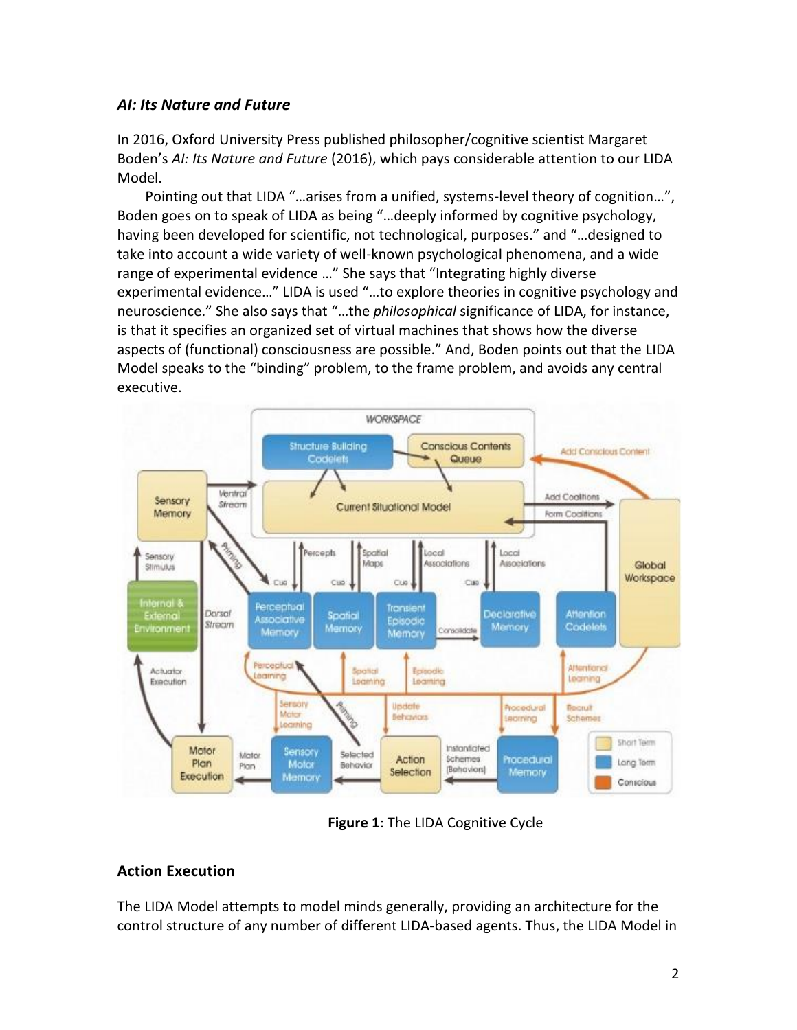### *AI: Its Nature and Future*

In 2016, Oxford University Press published philosopher/cognitive scientist Margaret Boden's *AI: Its Nature and Future* (2016), which pays considerable attention to our LIDA Model.

Pointing out that LIDA "…arises from a unified, systems-level theory of cognition…", Boden goes on to speak of LIDA as being "…deeply informed by cognitive psychology, having been developed for scientific, not technological, purposes." and "…designed to take into account a wide variety of well-known psychological phenomena, and a wide range of experimental evidence …" She says that "Integrating highly diverse experimental evidence…" LIDA is used "…to explore theories in cognitive psychology and neuroscience." She also says that "…the *philosophical* significance of LIDA, for instance, is that it specifies an organized set of virtual machines that shows how the diverse aspects of (functional) consciousness are possible." And, Boden points out that the LIDA Model speaks to the "binding" problem, to the frame problem, and avoids any central executive.

**Figure 1**: The LIDA Cognitive Cycle

## Action Execution

The LIDA Model attempts to model minds generally, providing an architecture for the control structure of any number of different LIDA-based agents. Thus, the LIDA Model in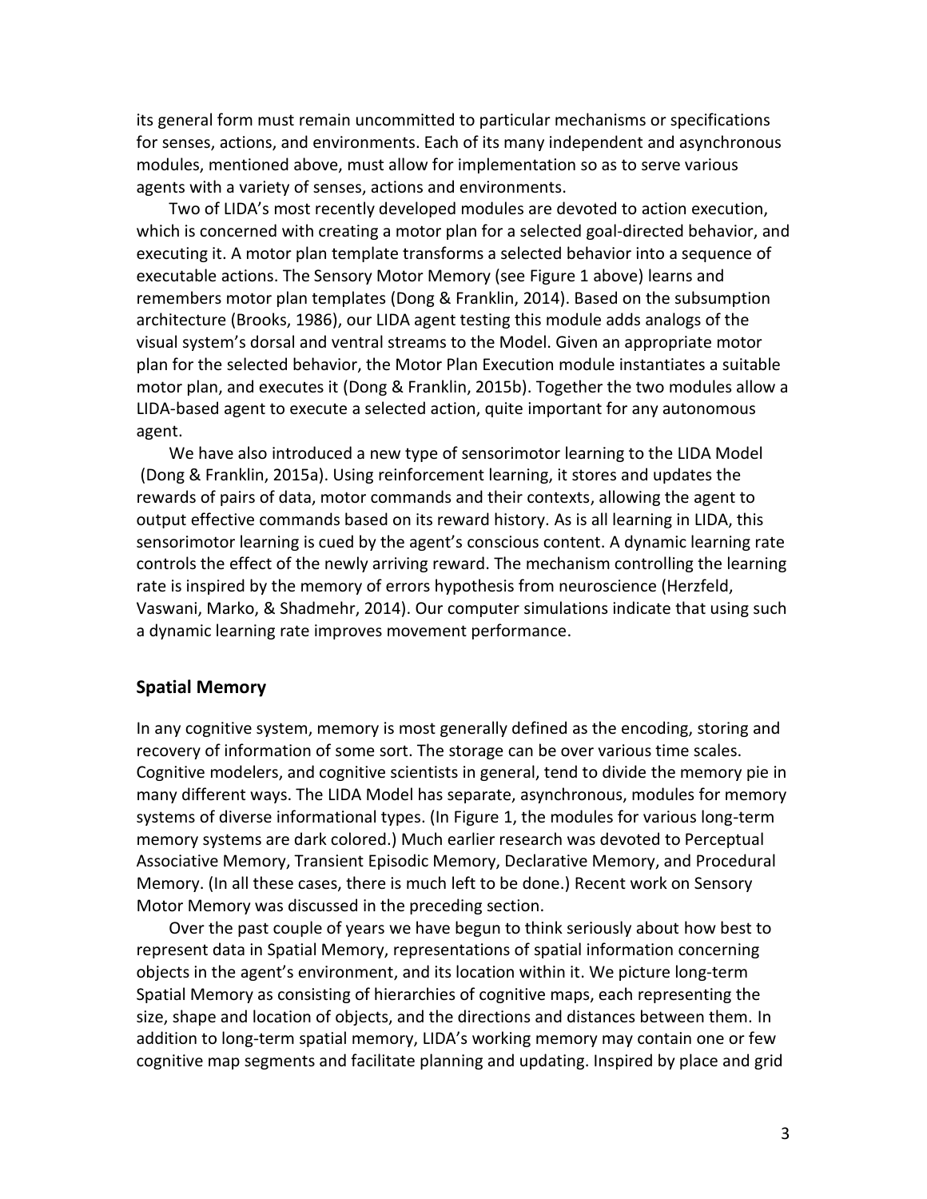its general form must remain uncommitted to particular mechanisms or specifications for senses, actions, and environments. Each of its many independent and asynchronous modules, mentioned above, must allow for implementation so as to serve various agents with a variety of senses, actions and environments.

Two of LIDA's most recently developed modules are devoted to action execution, which is concerned with creating a motor plan for a selected goal-directed behavior, and executing it. A motor plan template transforms a selected behavior into a sequence of executable actions. The Sensory Motor Memory (see Figure 1 above) learns and remembers motor plan templates (Dong & Franklin, 2014). Based on the subsumption architecture (Brooks, 1986), our LIDA agent testing this module adds analogs of the visual system's dorsal and ventral streams to the Model. Given an appropriate motor plan for the selected behavior, the Motor Plan Execution module instantiates a suitable motor plan, and executes it (Dong & Franklin, 2015b). Together the two modules allow a LIDA-based agent to execute a selected action, quite important for any autonomous agent.

We have also introduced a new type of sensorimotor learning to the LIDA Model (Dong & Franklin, 2015a). Using reinforcement learning, it stores and updates the rewards of pairs of data, motor commands and their contexts, allowing the agent to output effective commands based on its reward history. As is all learning in LIDA, this sensorimotor learning is cued by the agent's conscious content. A dynamic learning rate controls the effect of the newly arriving reward. The mechanism controlling the learning rate is inspired by the memory of errors hypothesis from neuroscience (Herzfeld, Vaswani, Marko, & Shadmehr, 2014). Our computer simulations indicate that using such a dynamic learning rate improves movement performance.

## Spatial Memory

In any cognitive system, memory is most generally defined as the encoding, storing and recovery of information of some sort. The storage can be over various time scales. Cognitive modelers, and cognitive scientists in general, tend to divide the memory pie in many different ways. The LIDA Model has separate, asynchronous, modules for memory systems of diverse informational types. (In Figure 1, the modules for various long-term memory systems are dark colored.) Much earlier research was devoted to Perceptual Associative Memory, Transient Episodic Memory, Declarative Memory, and Procedural Memory. (In all these cases, there is much left to be done.) Recent work on Sensory Motor Memory was discussed in the preceding section.

Over the past couple of years we have begun to think seriously about how best to represent data in Spatial Memory, representations of spatial information concerning objects in the agent's environment, and its location within it. We picture long-term Spatial Memory as consisting of hierarchies of cognitive maps, each representing the size, shape and location of objects, and the directions and distances between them. In addition to long-term spatial memory, LIDA's working memory may contain one or few cognitive map segments and facilitate planning and updating. Inspired by place and grid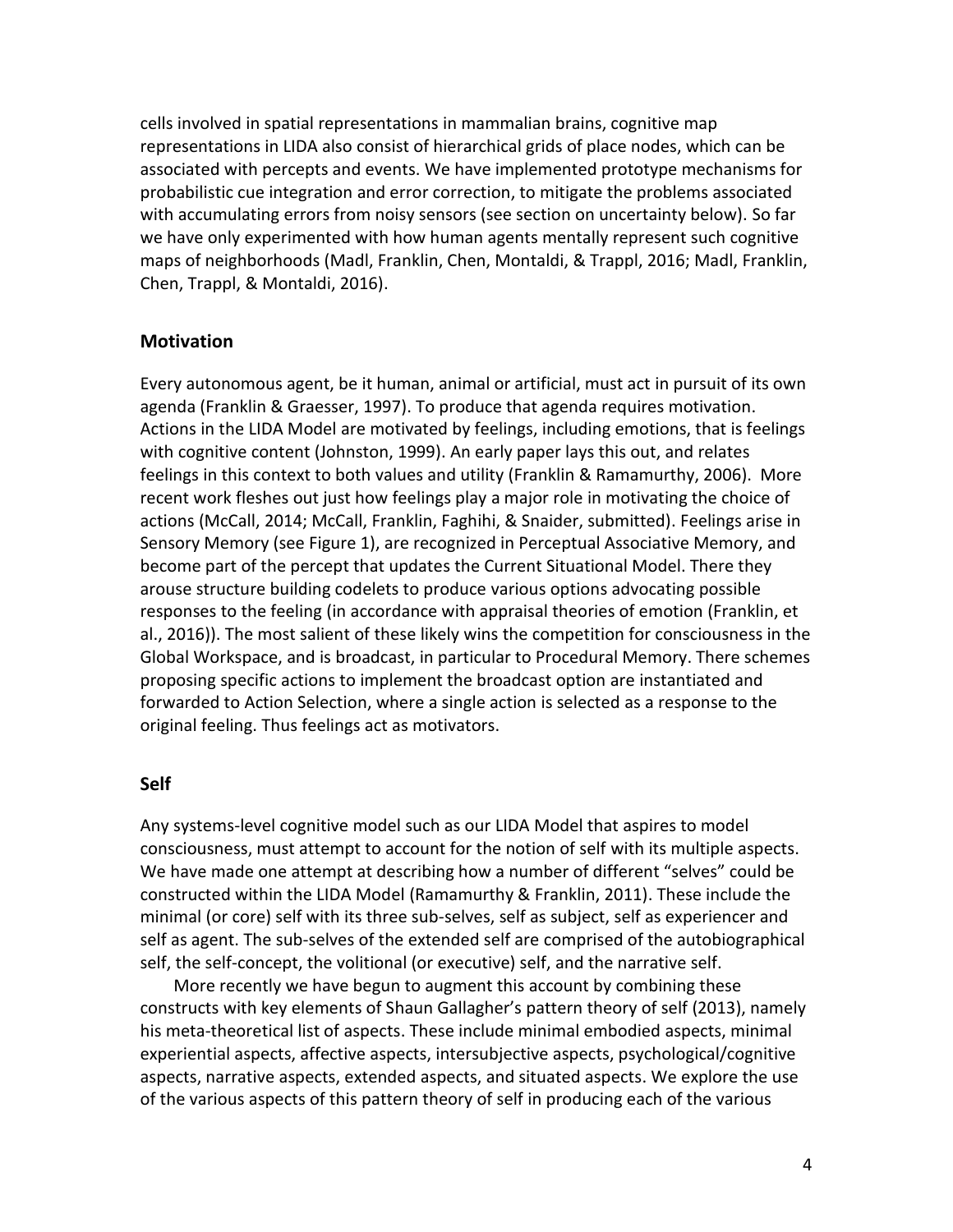cells involved in spatial representations in mammalian brains, cognitive map representations in LIDA also consist of hierarchical grids of place nodes, which can be associated with percepts and events. We have implemented prototype mechanisms for probabilistic cue integration and error correction, to mitigate the problems associated with accumulating errors from noisy sensors (see section on uncertainty below). So far we have only experimented with how human agents mentally represent such cognitive maps of neighborhoods (Madl, Franklin, Chen, Montaldi, & Trappl, 2016; Madl, Franklin, Chen, Trappl, & Montaldi, 2016).

## Motivation

Every autonomous agent, be it human, animal or artificial, must act in pursuit of its own agenda (Franklin & Graesser, 1997). To produce that agenda requires motivation. Actions in the LIDA Model are motivated by feelings, including emotions, that is feelings with cognitive content (Johnston, 1999). An early paper lays this out, and relates feelings in this context to both values and utility (Franklin & Ramamurthy, 2006). More recent work fleshes out just how feelings play a major role in motivating the choice of actions (McCall, 2014; McCall, Franklin, Faghihi, & Snaider, submitted). Feelings arise in Sensory Memory (see Figure 1), are recognized in Perceptual Associative Memory, and become part of the percept that updates the Current Situational Model. There they arouse structure building codelets to produce various options advocating possible responses to the feeling (in accordance with appraisal theories of emotion (Franklin, et al., 2016)). The most salient of these likely wins the competition for consciousness in the Global Workspace, and is broadcast, in particular to Procedural Memory. There schemes proposing specific actions to implement the broadcast option are instantiated and forwarded to Action Selection, where a single action is selected as a response to the original feeling. Thus feelings act as motivators.

## Self

Any systems-level cognitive model such as our LIDA Model that aspires to model consciousness, must attempt to account for the notion of self with its multiple aspects. We have made one attempt at describing how a number of different "selves" could be constructed within the LIDA Model (Ramamurthy & Franklin, 2011). These include the minimal (or core) self with its three sub-selves, self as subject, self as experiencer and self as agent. The sub-selves of the extended self are comprised of the autobiographical self, the self-concept, the volitional (or executive) self, and the narrative self.

More recently we have begun to augment this account by combining these constructs with key elements of Shaun Gallagher's pattern theory of self (2013), namely his meta-theoretical list of aspects. These include minimal embodied aspects, minimal experiential aspects, affective aspects, intersubjective aspects, psychological/cognitive aspects, narrative aspects, extended aspects, and situated aspects. We explore the use of the various aspects of this pattern theory of self in producing each of the various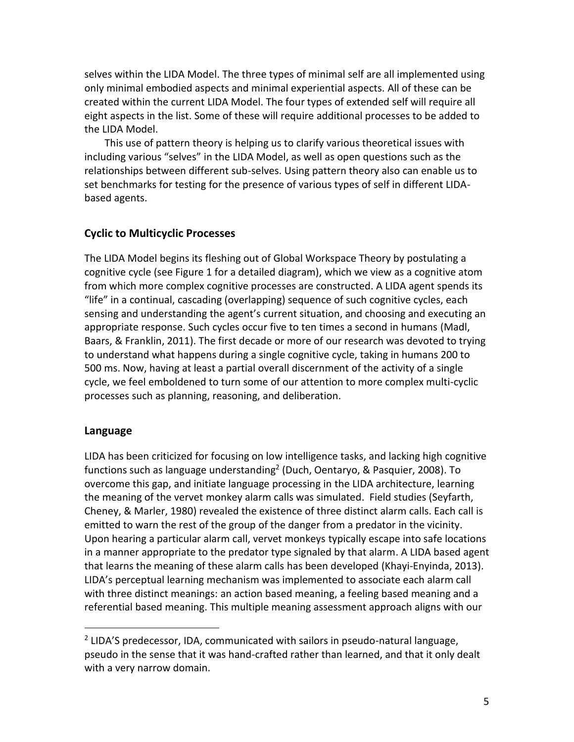selves within the LIDA Model. The three types of minimal self are all implemented using only minimal embodied aspects and minimal experiential aspects. All of these can be created within the current LIDA Model. The four types of extended self will require all eight aspects in the list. Some of these will require additional processes to be added to the LIDA Model.

This use of pattern theory is helping us to clarify various theoretical issues with including various "selves" in the LIDA Model, as well as open questions such as the relationships between different sub-selves. Using pattern theory also can enable us to set benchmarks for testing for the presence of various types of self in different LIDA-based agents.

## Cyclic to Multicyclic Processes

The LIDA Model begins its fleshing out of Global Workspace Theory by postulating a cognitive cycle (see Figure 1 for a detailed diagram), which we view as a cognitive atom from which more complex cognitive processes are constructed. A LIDA agent spends its "life" in a continual, cascading (overlapping) sequence of such cognitive cycles, each sensing and understanding the agent's current situation, and choosing and executing an appropriate response. Such cycles occur five to ten times a second in humans (Madl, Baars, & Franklin, 2011). The first decade or more of our research was devoted to trying to understand what happens during a single cognitive cycle, taking in humans 200 to 500 ms. Now, having at least a partial overall discernment of the activity of a single cycle, we feel emboldened to turn some of our attention to more complex multi-cyclic processes such as planning, reasoning, and deliberation.

## Language

LIDA has been criticized for focusing on low intelligence tasks, and lacking high cognitive functions such as language understanding[2] (Duch, Oentaryo, & Pasquier, 2008). To overcome this gap, and initiate language processing in the LIDA architecture, learning the meaning of the vervet monkey alarm calls was simulated. Field studies (Seyfarth, Cheney, & Marler, 1980) revealed the existence of three distinct alarm calls. Each call is emitted to warn the rest of the group of the danger from a predator in the vicinity. Upon hearing a particular alarm call, vervet monkeys typically escape into safe locations in a manner appropriate to the predator type signaled by that alarm. A LIDA based agent that learns the meaning of these alarm calls has been developed (Khayi-Enyinda, 2013). LIDA's perceptual learning mechanism was implemented to associate each alarm call with three distinct meanings: an action based meaning, a feeling based meaning and a referential based meaning. This multiple meaning assessment approach aligns with our

[2] LIDA'S predecessor, IDA, communicated with sailors in pseudo-natural language, pseudo in the sense that it was hand-crafted rather than learned, and that it only dealt with a very narrow domain.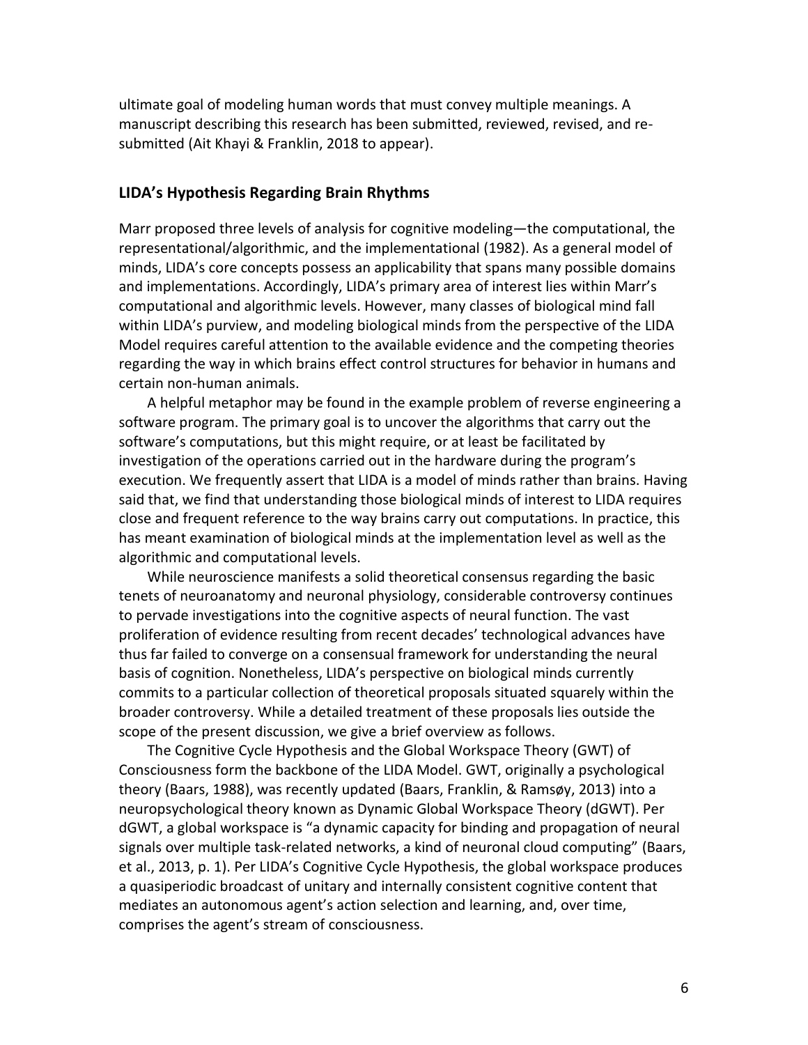ultimate goal of modeling human words that must convey multiple meanings. A manuscript describing this research has been submitted, reviewed, revised, and re-submitted (Ait Khayi & Franklin, 2018 to appear).

### LIDA's Hypothesis Regarding Brain Rhythms

Marr proposed three levels of analysis for cognitive modeling—the computational, the representational/algorithmic, and the implementational (1982). As a general model of minds, LIDA's core concepts possess an applicability that spans many possible domains and implementations. Accordingly, LIDA's primary area of interest lies within Marr's computational and algorithmic levels. However, many classes of biological mind fall within LIDA's purview, and modeling biological minds from the perspective of the LIDA Model requires careful attention to the available evidence and the competing theories regarding the way in which brains effect control structures for behavior in humans and certain non-human animals.

A helpful metaphor may be found in the example problem of reverse engineering a software program. The primary goal is to uncover the algorithms that carry out the software's computations, but this might require, or at least be facilitated by investigation of the operations carried out in the hardware during the program's execution. We frequently assert that LIDA is a model of minds rather than brains. Having said that, we find that understanding those biological minds of interest to LIDA requires close and frequent reference to the way brains carry out computations. In practice, this has meant examination of biological minds at the implementation level as well as the algorithmic and computational levels.

While neuroscience manifests a solid theoretical consensus regarding the basic tenets of neuroanatomy and neuronal physiology, considerable controversy continues to pervade investigations into the cognitive aspects of neural function. The vast proliferation of evidence resulting from recent decades' technological advances have thus far failed to converge on a consensual framework for understanding the neural basis of cognition. Nonetheless, LIDA's perspective on biological minds currently commits to a particular collection of theoretical proposals situated squarely within the broader controversy. While a detailed treatment of these proposals lies outside the scope of the present discussion, we give a brief overview as follows.

The Cognitive Cycle Hypothesis and the Global Workspace Theory (GWT) of Consciousness form the backbone of the LIDA Model. GWT, originally a psychological theory (Baars, 1988), was recently updated (Baars, Franklin, & Ramsøy, 2013) into a neuropsychological theory known as Dynamic Global Workspace Theory (dGWT). Per dGWT, a global workspace is "a dynamic capacity for binding and propagation of neural signals over multiple task-related networks, a kind of neuronal cloud computing" (Baars, et al., 2013, p. 1). Per LIDA's Cognitive Cycle Hypothesis, the global workspace produces a quasiperiodic broadcast of unitary and internally consistent cognitive content that mediates an autonomous agent's action selection and learning, and, over time, comprises the agent's stream of consciousness.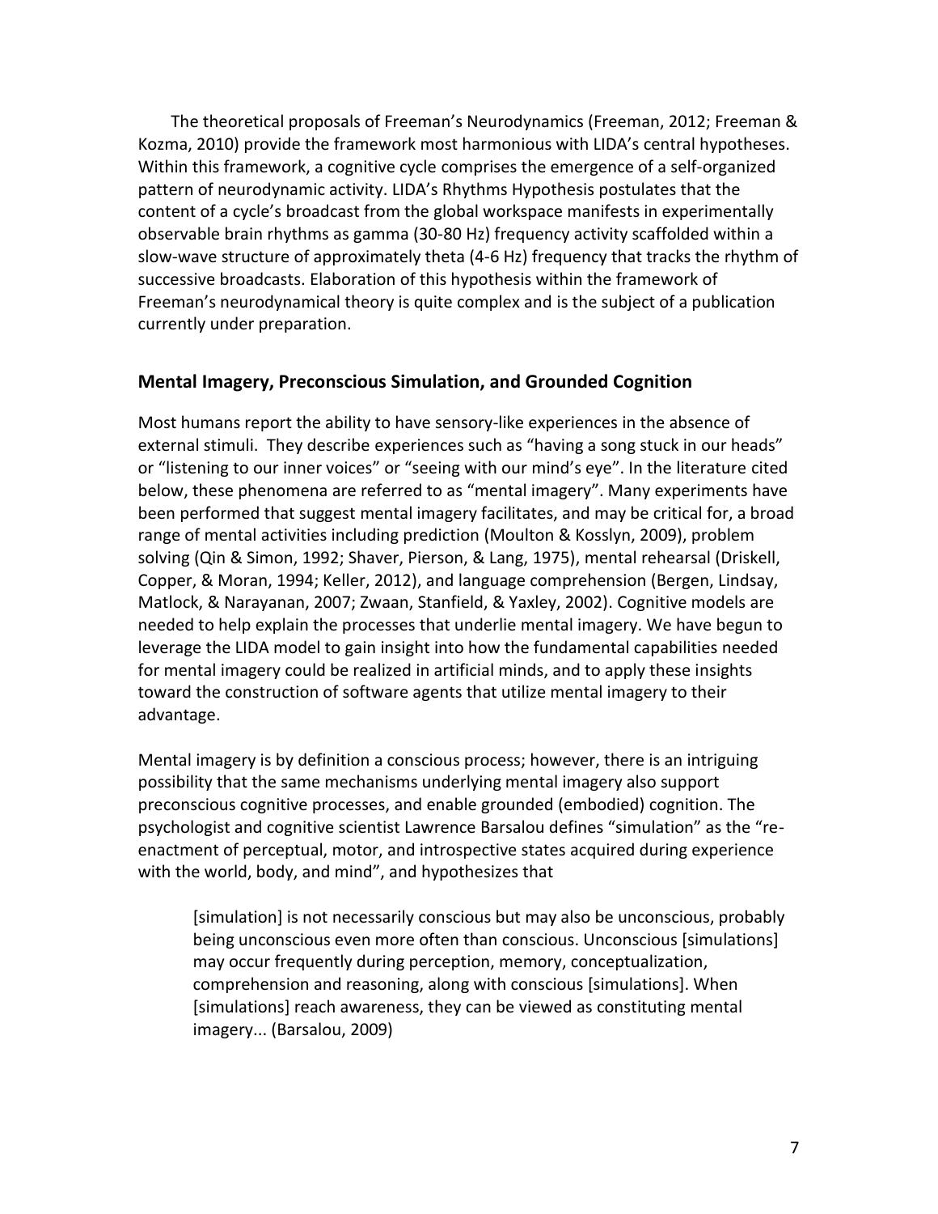The theoretical proposals of Freeman's Neurodynamics (Freeman, 2012; Freeman & Kozma, 2010) provide the framework most harmonious with LIDA's central hypotheses. Within this framework, a cognitive cycle comprises the emergence of a self-organized pattern of neurodynamic activity. LIDA's Rhythms Hypothesis postulates that the content of a cycle's broadcast from the global workspace manifests in experimentally observable brain rhythms as gamma (30-80 Hz) frequency activity scaffolded within a slow-wave structure of approximately theta (4-6 Hz) frequency that tracks the rhythm of successive broadcasts. Elaboration of this hypothesis within the framework of Freeman's neurodynamical theory is quite complex and is the subject of a publication currently under preparation.

## Mental Imagery, Preconscious Simulation, and Grounded Cognition

Most humans report the ability to have sensory-like experiences in the absence of external stimuli. They describe experiences such as "having a song stuck in our heads" or "listening to our inner voices" or "seeing with our mind's eye". In the literature cited below, these phenomena are referred to as "mental imagery". Many experiments have been performed that suggest mental imagery facilitates, and may be critical for, a broad range of mental activities including prediction (Moulton & Kosslyn, 2009), problem solving (Qin & Simon, 1992; Shaver, Pierson, & Lang, 1975), mental rehearsal (Driskell, Copper, & Moran, 1994; Keller, 2012), and language comprehension (Bergen, Lindsay, Matlock, & Narayanan, 2007; Zwaan, Stanfield, & Yaxley, 2002). Cognitive models are needed to help explain the processes that underlie mental imagery. We have begun to leverage the LIDA model to gain insight into how the fundamental capabilities needed for mental imagery could be realized in artificial minds, and to apply these insights toward the construction of software agents that utilize mental imagery to their advantage.

Mental imagery is by definition a conscious process; however, there is an intriguing possibility that the same mechanisms underlying mental imagery also support preconscious cognitive processes, and enable grounded (embodied) cognition. The psychologist and cognitive scientist Lawrence Barsalou defines "simulation" as the "re-enactment of perceptual, motor, and introspective states acquired during experience with the world, body, and mind", and hypothesizes that

> [simulation] is not necessarily conscious but may also be unconscious, probably being unconscious even more often than conscious. Unconscious [simulations] may occur frequently during perception, memory, conceptualization, comprehension and reasoning, along with conscious [simulations]. When [simulations] reach awareness, they can be viewed as constituting mental imagery... (Barsalou, 2009)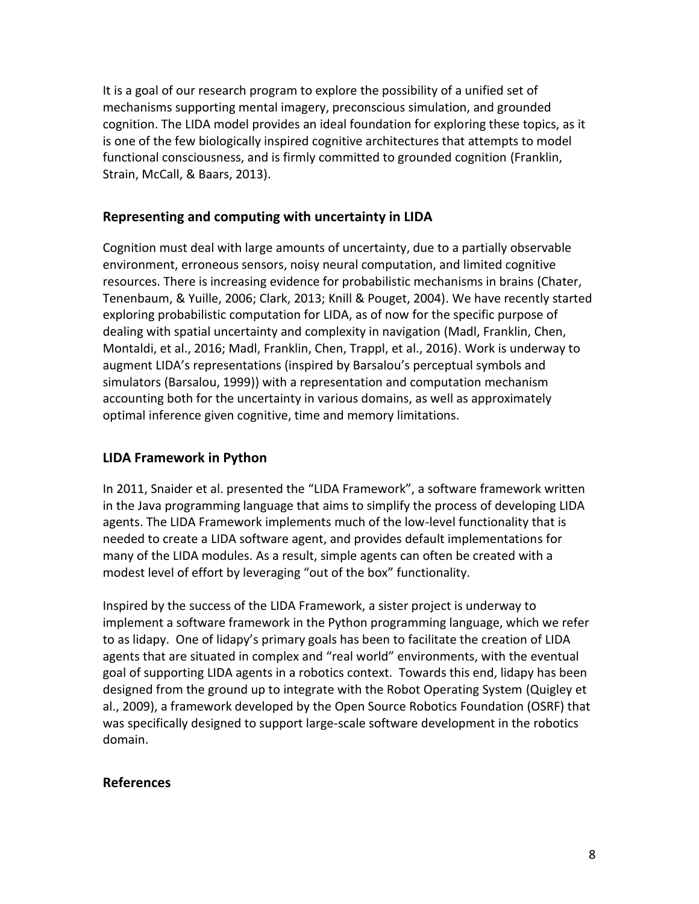It is a goal of our research program to explore the possibility of a unified set of mechanisms supporting mental imagery, preconscious simulation, and grounded cognition. The LIDA model provides an ideal foundation for exploring these topics, as it is one of the few biologically inspired cognitive architectures that attempts to model functional consciousness, and is firmly committed to grounded cognition (Franklin, Strain, McCall, & Baars, 2013).

## Representing and computing with uncertainty in LIDA

Cognition must deal with large amounts of uncertainty, due to a partially observable environment, erroneous sensors, noisy neural computation, and limited cognitive resources. There is increasing evidence for probabilistic mechanisms in brains (Chater, Tenenbaum, & Yuille, 2006; Clark, 2013; Knill & Pouget, 2004). We have recently started exploring probabilistic computation for LIDA, as of now for the specific purpose of dealing with spatial uncertainty and complexity in navigation (Madl, Franklin, Chen, Montaldi, et al., 2016; Madl, Franklin, Chen, Trappl, et al., 2016). Work is underway to augment LIDA's representations (inspired by Barsalou's perceptual symbols and simulators (Barsalou, 1999)) with a representation and computation mechanism accounting both for the uncertainty in various domains, as well as approximately optimal inference given cognitive, time and memory limitations.

## LIDA Framework in Python

In 2011, Snaider et al. presented the "LIDA Framework", a software framework written in the Java programming language that aims to simplify the process of developing LIDA agents. The LIDA Framework implements much of the low-level functionality that is needed to create a LIDA software agent, and provides default implementations for many of the LIDA modules. As a result, simple agents can often be created with a modest level of effort by leveraging "out of the box" functionality.

Inspired by the success of the LIDA Framework, a sister project is underway to implement a software framework in the Python programming language, which we refer to as lidapy. One of lidapy's primary goals has been to facilitate the creation of LIDA agents that are situated in complex and "real world" environments, with the eventual goal of supporting LIDA agents in a robotics context. Towards this end, lidapy has been designed from the ground up to integrate with the Robot Operating System (Quigley et al., 2009), a framework developed by the Open Source Robotics Foundation (OSRF) that was specifically designed to support large-scale software development in the robotics domain.

## References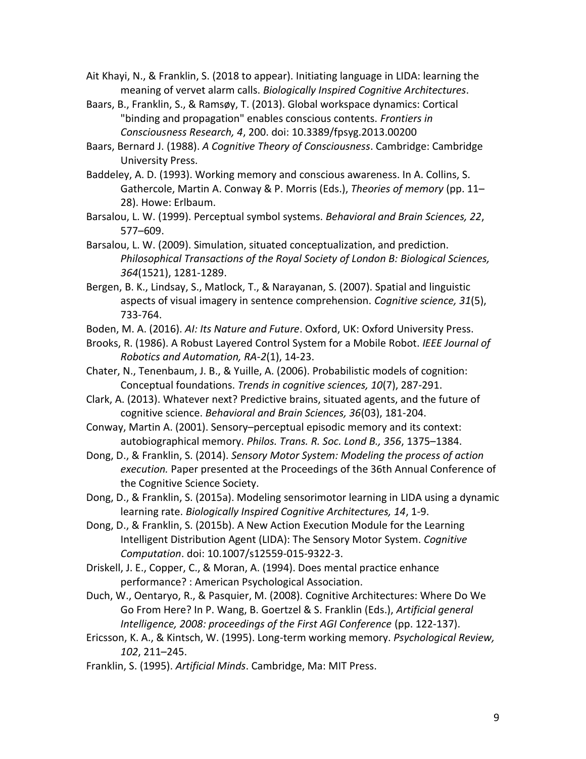Ait Khayi, N., & Franklin, S. (2018 to appear). Initiating language in LIDA: learning the meaning of vervet alarm calls. *Biologically Inspired Cognitive Architectures*.

Baars, B., Franklin, S., & Ramsøy, T. (2013). Global workspace dynamics: Cortical "binding and propagation" enables conscious contents. *Frontiers in Consciousness Research, 4*, 200. doi: 10.3389/fpsyg.2013.00200

Baars, Bernard J. (1988). *A Cognitive Theory of Consciousness*. Cambridge: Cambridge University Press.

Baddeley, A. D. (1993). Working memory and conscious awareness. In A. Collins, S. Gathercole, Martin A. Conway & P. Morris (Eds.), *Theories of memory* (pp. 11–28). Howe: Erlbaum.

Barsalou, L. W. (1999). Perceptual symbol systems. *Behavioral and Brain Sciences, 22*, 577–609.

Barsalou, L. W. (2009). Simulation, situated conceptualization, and prediction. *Philosophical Transactions of the Royal Society of London B: Biological Sciences, 364*(1521), 1281-1289.

Bergen, B. K., Lindsay, S., Matlock, T., & Narayanan, S. (2007). Spatial and linguistic aspects of visual imagery in sentence comprehension. *Cognitive science, 31*(5), 733-764.

Boden, M. A. (2016). *AI: Its Nature and Future*. Oxford, UK: Oxford University Press.

Brooks, R. (1986). A Robust Layered Control System for a Mobile Robot. *IEEE Journal of Robotics and Automation, RA-2*(1), 14-23.

Chater, N., Tenenbaum, J. B., & Yuille, A. (2006). Probabilistic models of cognition: Conceptual foundations. *Trends in cognitive sciences, 10*(7), 287-291.

Clark, A. (2013). Whatever next? Predictive brains, situated agents, and the future of cognitive science. *Behavioral and Brain Sciences, 36*(03), 181-204.

Conway, Martin A. (2001). Sensory–perceptual episodic memory and its context: autobiographical memory. *Philos. Trans. R. Soc. Lond B., 356*, 1375–1384.

Dong, D., & Franklin, S. (2014). *Sensory Motor System: Modeling the process of action execution.* Paper presented at the Proceedings of the 36th Annual Conference of the Cognitive Science Society.

Dong, D., & Franklin, S. (2015a). Modeling sensorimotor learning in LIDA using a dynamic learning rate. *Biologically Inspired Cognitive Architectures, 14*, 1-9.

Dong, D., & Franklin, S. (2015b). A New Action Execution Module for the Learning Intelligent Distribution Agent (LIDA): The Sensory Motor System. *Cognitive Computation*. doi: 10.1007/s12559-015-9322-3.

Driskell, J. E., Copper, C., & Moran, A. (1994). Does mental practice enhance performance? : American Psychological Association.

Duch, W., Oentaryo, R., & Pasquier, M. (2008). Cognitive Architectures: Where Do We Go From Here? In P. Wang, B. Goertzel & S. Franklin (Eds.), *Artificial general Intelligence, 2008: proceedings of the First AGI Conference* (pp. 122-137).

Ericsson, K. A., & Kintsch, W. (1995). Long-term working memory. *Psychological Review, 102*, 211–245.

Franklin, S. (1995). *Artificial Minds*. Cambridge, Ma: MIT Press.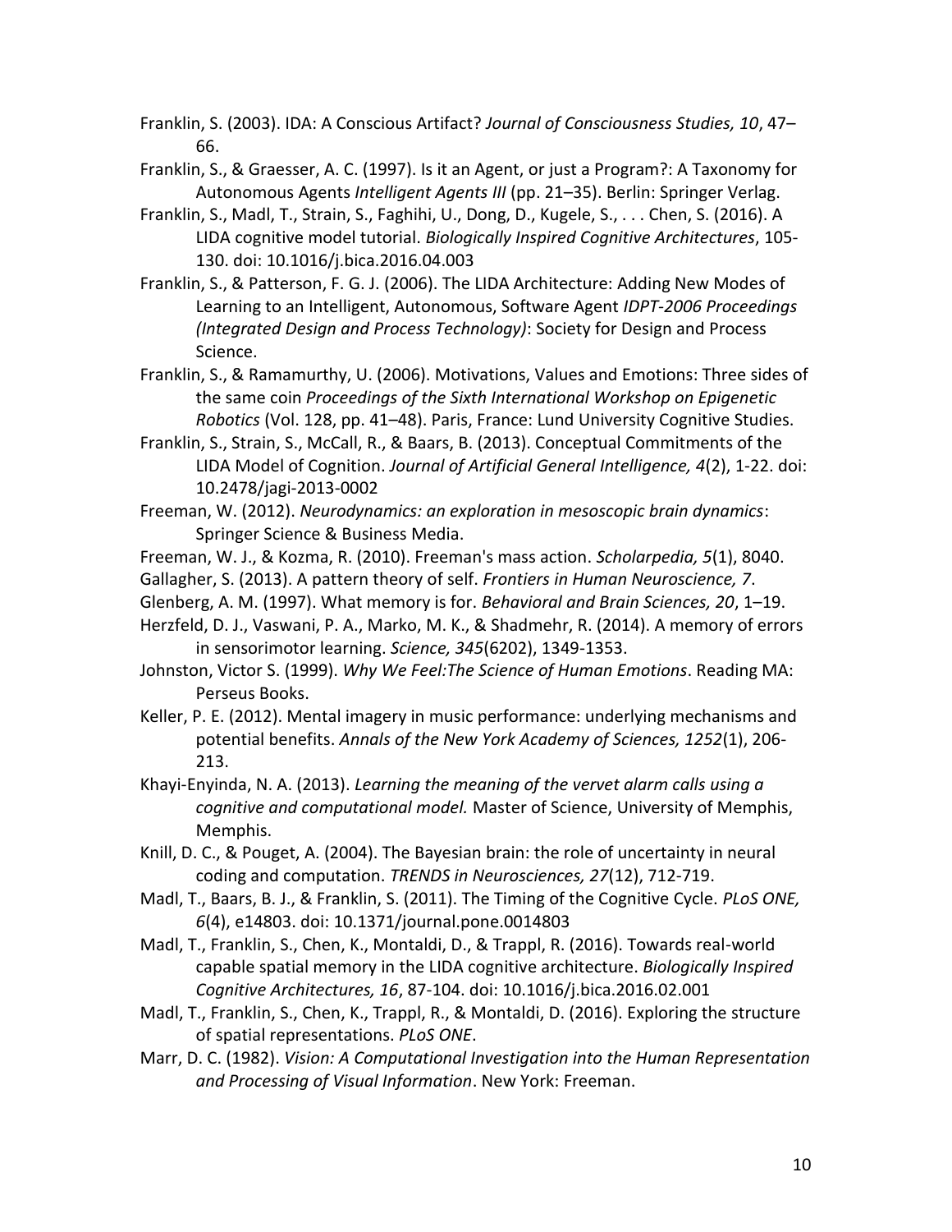Franklin, S. (2003). IDA: A Conscious Artifact? *Journal of Consciousness Studies, 10*, 47–66.

Franklin, S., & Graesser, A. C. (1997). Is it an Agent, or just a Program?: A Taxonomy for Autonomous Agents *Intelligent Agents III* (pp. 21–35). Berlin: Springer Verlag.

Franklin, S., Madl, T., Strain, S., Faghihi, U., Dong, D., Kugele, S., . . . Chen, S. (2016). A LIDA cognitive model tutorial. *Biologically Inspired Cognitive Architectures*, 105-130. doi: 10.1016/j.bica.2016.04.003

Franklin, S., & Patterson, F. G. J. (2006). The LIDA Architecture: Adding New Modes of Learning to an Intelligent, Autonomous, Software Agent *IDPT-2006 Proceedings (Integrated Design and Process Technology)*: Society for Design and Process Science.

Franklin, S., & Ramamurthy, U. (2006). Motivations, Values and Emotions: Three sides of the same coin *Proceedings of the Sixth International Workshop on Epigenetic Robotics* (Vol. 128, pp. 41–48). Paris, France: Lund University Cognitive Studies.

Franklin, S., Strain, S., McCall, R., & Baars, B. (2013). Conceptual Commitments of the LIDA Model of Cognition. *Journal of Artificial General Intelligence, 4*(2), 1-22. doi: 10.2478/jagi-2013-0002

Freeman, W. (2012). *Neurodynamics: an exploration in mesoscopic brain dynamics*: Springer Science & Business Media.

Freeman, W. J., & Kozma, R. (2010). Freeman's mass action. *Scholarpedia, 5*(1), 8040.

Gallagher, S. (2013). A pattern theory of self. *Frontiers in Human Neuroscience, 7*.

Glenberg, A. M. (1997). What memory is for. *Behavioral and Brain Sciences, 20*, 1–19.

Herzfeld, D. J., Vaswani, P. A., Marko, M. K., & Shadmehr, R. (2014). A memory of errors in sensorimotor learning. *Science, 345*(6202), 1349-1353.

Johnston, Victor S. (1999). *Why We Feel:The Science of Human Emotions*. Reading MA: Perseus Books.

Keller, P. E. (2012). Mental imagery in music performance: underlying mechanisms and potential benefits. *Annals of the New York Academy of Sciences, 1252*(1), 206-213.

Khayi-Enyinda, N. A. (2013). *Learning the meaning of the vervet alarm calls using a cognitive and computational model.* Master of Science, University of Memphis, Memphis.

Knill, D. C., & Pouget, A. (2004). The Bayesian brain: the role of uncertainty in neural coding and computation. *TRENDS in Neurosciences, 27*(12), 712-719.

Madl, T., Baars, B. J., & Franklin, S. (2011). The Timing of the Cognitive Cycle. *PLoS ONE, 6*(4), e14803. doi: 10.1371/journal.pone.0014803

Madl, T., Franklin, S., Chen, K., Montaldi, D., & Trappl, R. (2016). Towards real-world capable spatial memory in the LIDA cognitive architecture. *Biologically Inspired Cognitive Architectures, 16*, 87-104. doi: 10.1016/j.bica.2016.02.001

Madl, T., Franklin, S., Chen, K., Trappl, R., & Montaldi, D. (2016). Exploring the structure of spatial representations. *PLoS ONE*.

Marr, D. C. (1982). *Vision: A Computational Investigation into the Human Representation and Processing of Visual Information*. New York: Freeman.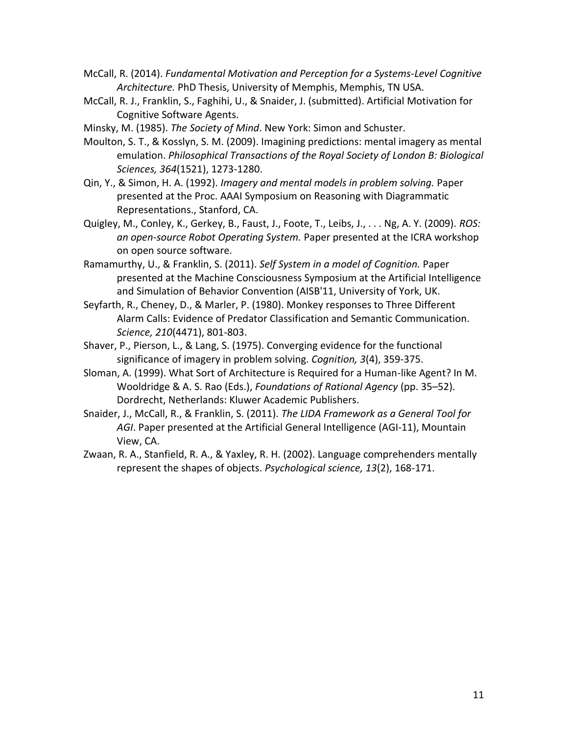McCall, R. (2014). *Fundamental Motivation and Perception for a Systems-Level Cognitive Architecture.* PhD Thesis, University of Memphis, Memphis, TN USA.

McCall, R. J., Franklin, S., Faghihi, U., & Snaider, J. (submitted). Artificial Motivation for Cognitive Software Agents.

Minsky, M. (1985). *The Society of Mind*. New York: Simon and Schuster.

Moulton, S. T., & Kosslyn, S. M. (2009). Imagining predictions: mental imagery as mental emulation. *Philosophical Transactions of the Royal Society of London B: Biological Sciences, 364*(1521), 1273-1280.

Qin, Y., & Simon, H. A. (1992). *Imagery and mental models in problem solving.* Paper presented at the Proc. AAAI Symposium on Reasoning with Diagrammatic Representations., Stanford, CA.

Quigley, M., Conley, K., Gerkey, B., Faust, J., Foote, T., Leibs, J., . . . Ng, A. Y. (2009). *ROS: an open-source Robot Operating System.* Paper presented at the ICRA workshop on open source software.

Ramamurthy, U., & Franklin, S. (2011). *Self System in a model of Cognition.* Paper presented at the Machine Consciousness Symposium at the Artificial Intelligence and Simulation of Behavior Convention (AISB'11, University of York, UK.

Seyfarth, R., Cheney, D., & Marler, P. (1980). Monkey responses to Three Different Alarm Calls: Evidence of Predator Classification and Semantic Communication. *Science, 210*(4471), 801-803.

Shaver, P., Pierson, L., & Lang, S. (1975). Converging evidence for the functional significance of imagery in problem solving. *Cognition, 3*(4), 359-375.

Sloman, A. (1999). What Sort of Architecture is Required for a Human-like Agent? In M. Wooldridge & A. S. Rao (Eds.), *Foundations of Rational Agency* (pp. 35–52). Dordrecht, Netherlands: Kluwer Academic Publishers.

Snaider, J., McCall, R., & Franklin, S. (2011). *The LIDA Framework as a General Tool for AGI*. Paper presented at the Artificial General Intelligence (AGI-11), Mountain View, CA.

Zwaan, R. A., Stanfield, R. A., & Yaxley, R. H. (2002). Language comprehenders mentally represent the shapes of objects. *Psychological science, 13*(2), 168-171.